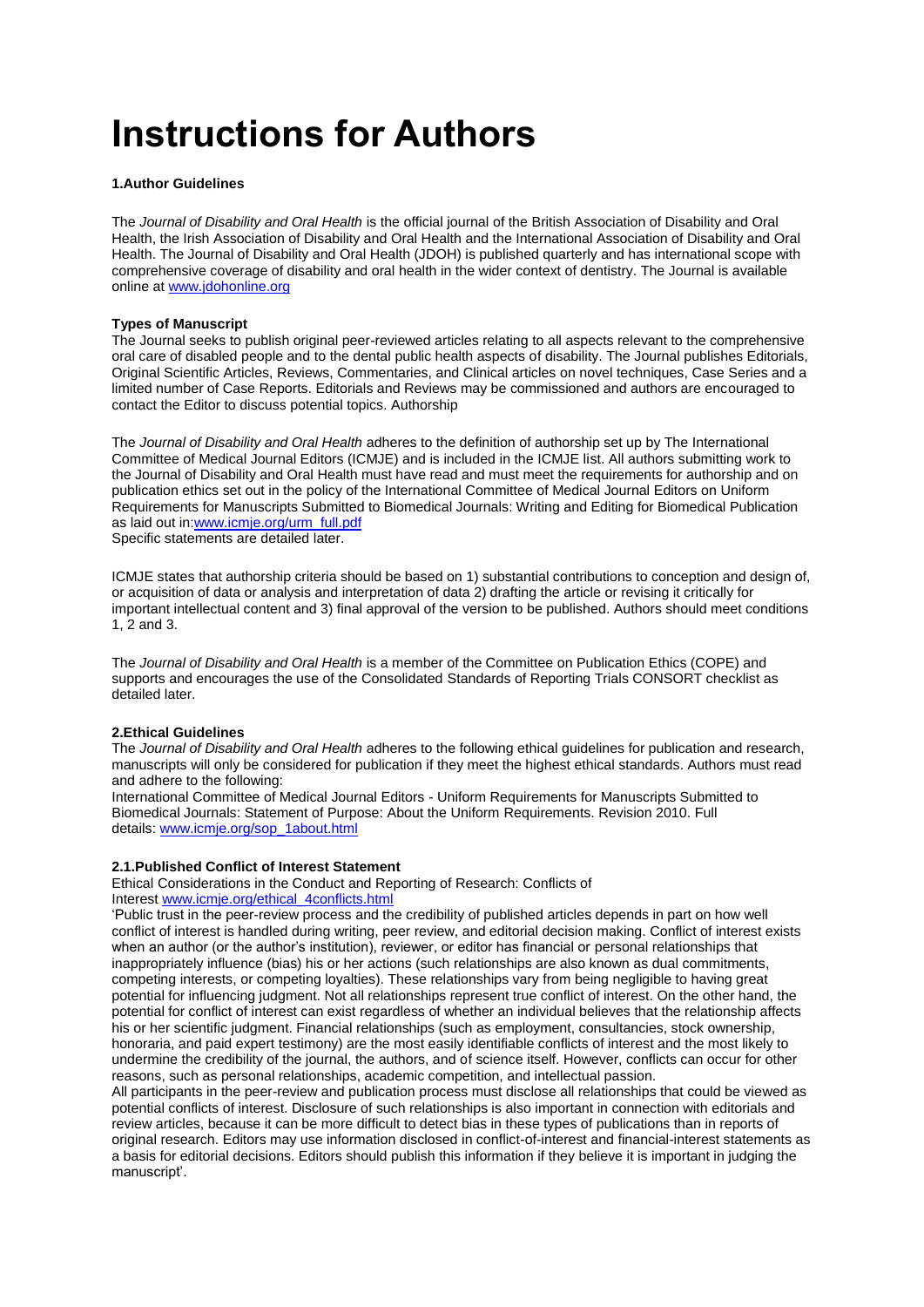# Instructions for Authors

### 1.Author Guidelines

The *Journal of Disability and Oral Health* is the official journal of the British Association of Disability and Oral Health, the Irish Association of Disability and Oral Health and the International Association of Disability and Oral Health. The Journal of Disability and Oral Health (JDOH) is published quarterly and has international scope with comprehensive coverage of disability and oral health in the wider context of dentistry. The Journal is available online at www.jdohonline.org

**Types of Manuscript**

The Journal seeks to publish original peer-reviewed articles relating to all aspects relevant to the comprehensive oral care of disabled people and to the dental public health aspects of disability. The Journal publishes Editorials, Original Scientific Articles, Reviews, Commentaries, and Clinical articles on novel techniques, Case Series and a limited number of Case Reports. Editorials and Reviews may be commissioned and authors are encouraged to contact the Editor to discuss potential topics. Authorship

The *Journal of Disability and Oral Health* adheres to the definition of authorship set up by The International Committee of Medical Journal Editors (ICMJE) and is included in the ICMJE list. All authors submitting work to the Journal of Disability and Oral Health must have read and must meet the requirements for authorship and on publication ethics set out in the policy of the International Committee of Medical Journal Editors on Uniform Requirements for Manuscripts Submitted to Biomedical Journals: Writing and Editing for Biomedical Publication as laid out in:www.icmje.org/urm_full.pdf
Specific statements are detailed later.

ICMJE states that authorship criteria should be based on 1) substantial contributions to conception and design of, or acquisition of data or analysis and interpretation of data 2) drafting the article or revising it critically for important intellectual content and 3) final approval of the version to be published. Authors should meet conditions 1, 2 and 3.

The *Journal of Disability and Oral Health* is a member of the Committee on Publication Ethics (COPE) and supports and encourages the use of the Consolidated Standards of Reporting Trials CONSORT checklist as detailed later.

### 2.Ethical Guidelines

The *Journal of Disability and Oral Health* adheres to the following ethical guidelines for publication and research, manuscripts will only be considered for publication if they meet the highest ethical standards. Authors must read and adhere to the following:
International Committee of Medical Journal Editors - Uniform Requirements for Manuscripts Submitted to Biomedical Journals: Statement of Purpose: About the Uniform Requirements. Revision 2010. Full details: www.icmje.org/sop_1about.html

### 2.1.Published Conflict of Interest Statement

Ethical Considerations in the Conduct and Reporting of Research: Conflicts of Interest www.icmje.org/ethical_4conflicts.html
'Public trust in the peer-review process and the credibility of published articles depends in part on how well conflict of interest is handled during writing, peer review, and editorial decision making. Conflict of interest exists when an author (or the author's institution), reviewer, or editor has financial or personal relationships that inappropriately influence (bias) his or her actions (such relationships are also known as dual commitments, competing interests, or competing loyalties). These relationships vary from being negligible to having great potential for influencing judgment. Not all relationships represent true conflict of interest. On the other hand, the potential for conflict of interest can exist regardless of whether an individual believes that the relationship affects his or her scientific judgment. Financial relationships (such as employment, consultancies, stock ownership, honoraria, and paid expert testimony) are the most easily identifiable conflicts of interest and the most likely to undermine the credibility of the journal, the authors, and of science itself. However, conflicts can occur for other reasons, such as personal relationships, academic competition, and intellectual passion.
All participants in the peer-review and publication process must disclose all relationships that could be viewed as potential conflicts of interest. Disclosure of such relationships is also important in connection with editorials and review articles, because it can be more difficult to detect bias in these types of publications than in reports of original research. Editors may use information disclosed in conflict-of-interest and financial-interest statements as a basis for editorial decisions. Editors should publish this information if they believe it is important in judging the manuscript'.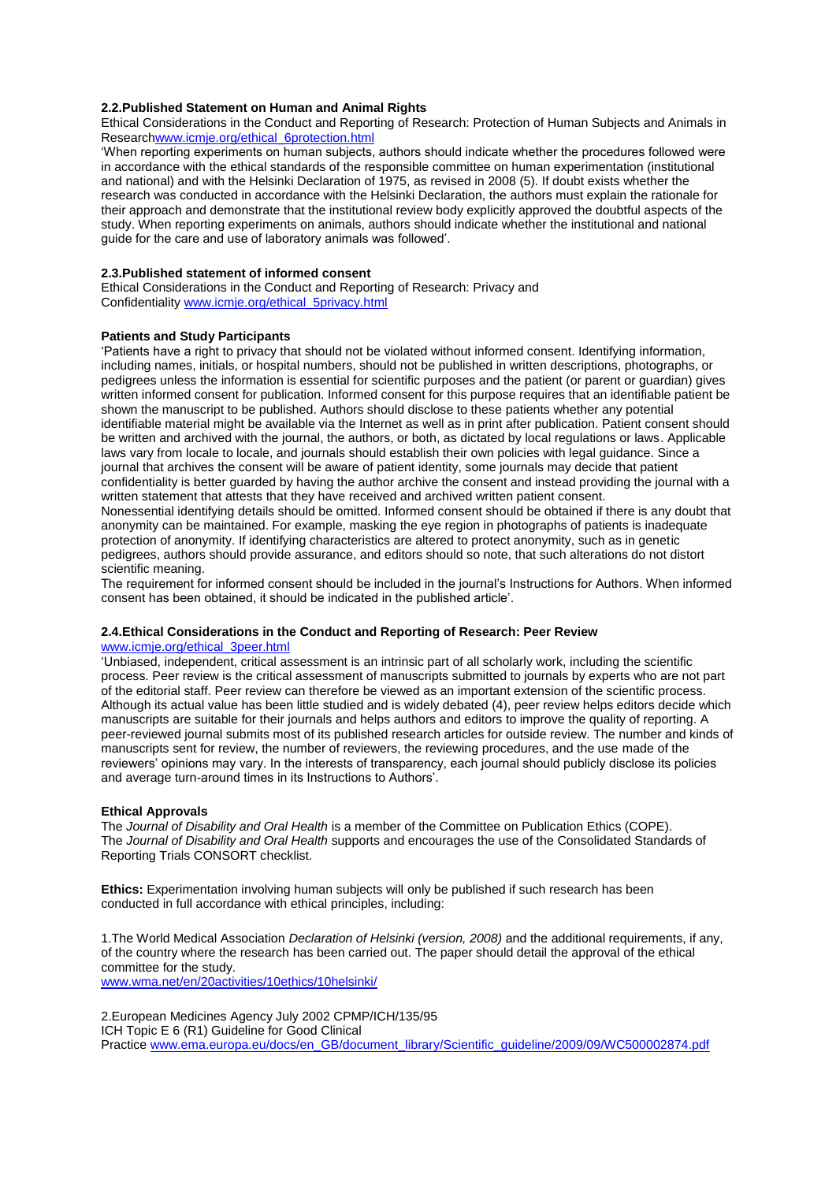### 2.2.Published Statement on Human and Animal Rights

Ethical Considerations in the Conduct and Reporting of Research: Protection of Human Subjects and Animals in Researchwww.icmje.org/ethical_6protection.html

'When reporting experiments on human subjects, authors should indicate whether the procedures followed were in accordance with the ethical standards of the responsible committee on human experimentation (institutional and national) and with the Helsinki Declaration of 1975, as revised in 2008 (5). If doubt exists whether the research was conducted in accordance with the Helsinki Declaration, the authors must explain the rationale for their approach and demonstrate that the institutional review body explicitly approved the doubtful aspects of the study. When reporting experiments on animals, authors should indicate whether the institutional and national guide for the care and use of laboratory animals was followed'.

### 2.3.Published statement of informed consent

Ethical Considerations in the Conduct and Reporting of Research: Privacy and Confidentiality www.icmje.org/ethical_5privacy.html

### Patients and Study Participants

'Patients have a right to privacy that should not be violated without informed consent. Identifying information, including names, initials, or hospital numbers, should not be published in written descriptions, photographs, or pedigrees unless the information is essential for scientific purposes and the patient (or parent or guardian) gives written informed consent for publication. Informed consent for this purpose requires that an identifiable patient be shown the manuscript to be published. Authors should disclose to these patients whether any potential identifiable material might be available via the Internet as well as in print after publication. Patient consent should be written and archived with the journal, the authors, or both, as dictated by local regulations or laws. Applicable laws vary from locale to locale, and journals should establish their own policies with legal guidance. Since a journal that archives the consent will be aware of patient identity, some journals may decide that patient confidentiality is better guarded by having the author archive the consent and instead providing the journal with a written statement that attests that they have received and archived written patient consent.

Nonessential identifying details should be omitted. Informed consent should be obtained if there is any doubt that anonymity can be maintained. For example, masking the eye region in photographs of patients is inadequate protection of anonymity. If identifying characteristics are altered to protect anonymity, such as in genetic pedigrees, authors should provide assurance, and editors should so note, that such alterations do not distort scientific meaning.

The requirement for informed consent should be included in the journal's Instructions for Authors. When informed consent has been obtained, it should be indicated in the published article'.

### 2.4.Ethical Considerations in the Conduct and Reporting of Research: Peer Review

www.icmje.org/ethical_3peer.html

'Unbiased, independent, critical assessment is an intrinsic part of all scholarly work, including the scientific process. Peer review is the critical assessment of manuscripts submitted to journals by experts who are not part of the editorial staff. Peer review can therefore be viewed as an important extension of the scientific process. Although its actual value has been little studied and is widely debated (4), peer review helps editors decide which manuscripts are suitable for their journals and helps authors and editors to improve the quality of reporting. A peer-reviewed journal submits most of its published research articles for outside review. The number and kinds of manuscripts sent for review, the number of reviewers, the reviewing procedures, and the use made of the reviewers' opinions may vary. In the interests of transparency, each journal should publicly disclose its policies and average turn-around times in its Instructions to Authors'.

### Ethical Approvals

The *Journal of Disability and Oral Health* is a member of the Committee on Publication Ethics (COPE).
The *Journal of Disability and Oral Health* supports and encourages the use of the Consolidated Standards of Reporting Trials CONSORT checklist.

**Ethics:** Experimentation involving human subjects will only be published if such research has been conducted in full accordance with ethical principles, including:

1.The World Medical Association *Declaration of Helsinki (version, 2008)* and the additional requirements, if any, of the country where the research has been carried out. The paper should detail the approval of the ethical committee for the study.
www.wma.net/en/20activities/10ethics/10helsinki/

2.European Medicines Agency July 2002 CPMP/ICH/135/95
ICH Topic E 6 (R1) Guideline for Good Clinical
Practice www.ema.europa.eu/docs/en_GB/document_library/Scientific_guideline/2009/09/WC500002874.pdf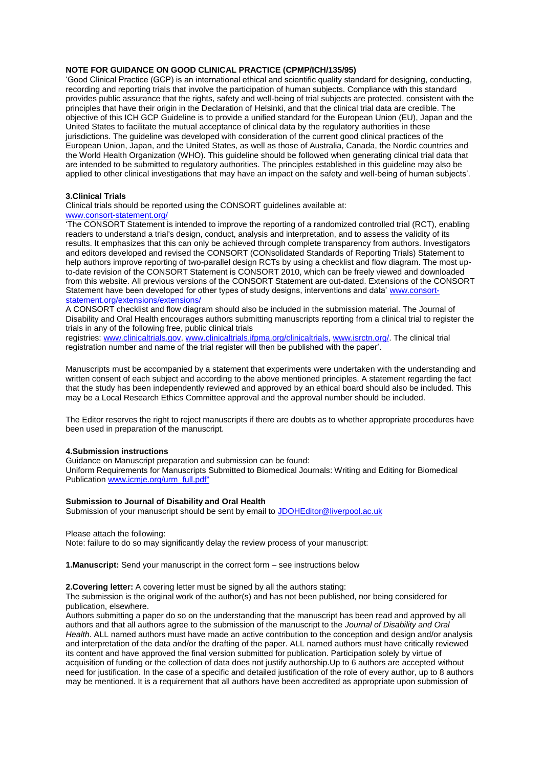**NOTE FOR GUIDANCE ON GOOD CLINICAL PRACTICE (CPMP/ICH/135/95)**

'Good Clinical Practice (GCP) is an international ethical and scientific quality standard for designing, conducting, recording and reporting trials that involve the participation of human subjects. Compliance with this standard provides public assurance that the rights, safety and well-being of trial subjects are protected, consistent with the principles that have their origin in the Declaration of Helsinki, and that the clinical trial data are credible. The objective of this ICH GCP Guideline is to provide a unified standard for the European Union (EU), Japan and the United States to facilitate the mutual acceptance of clinical data by the regulatory authorities in these jurisdictions. The guideline was developed with consideration of the current good clinical practices of the European Union, Japan, and the United States, as well as those of Australia, Canada, the Nordic countries and the World Health Organization (WHO). This guideline should be followed when generating clinical trial data that are intended to be submitted to regulatory authorities. The principles established in this guideline may also be applied to other clinical investigations that may have an impact on the safety and well-being of human subjects'.

**3.Clinical Trials**

Clinical trials should be reported using the CONSORT guidelines available at:
www.consort-statement.org/

'The CONSORT Statement is intended to improve the reporting of a randomized controlled trial (RCT), enabling readers to understand a trial's design, conduct, analysis and interpretation, and to assess the validity of its results. It emphasizes that this can only be achieved through complete transparency from authors. Investigators and editors developed and revised the CONSORT (CONsolidated Standards of Reporting Trials) Statement to help authors improve reporting of two-parallel design RCTs by using a checklist and flow diagram. The most up-to-date revision of the CONSORT Statement is CONSORT 2010, which can be freely viewed and downloaded from this website. All previous versions of the CONSORT Statement are out-dated. Extensions of the CONSORT Statement have been developed for other types of study designs, interventions and data' www.consort-statement.org/extensions/extensions/

A CONSORT checklist and flow diagram should also be included in the submission material. The Journal of Disability and Oral Health encourages authors submitting manuscripts reporting from a clinical trial to register the trials in any of the following free, public clinical trials registries: www.clinicaltrials.gov, www.clinicaltrials.ifpma.org/clinicaltrials, www.isrctn.org/. The clinical trial registration number and name of the trial register will then be published with the paper'.

Manuscripts must be accompanied by a statement that experiments were undertaken with the understanding and written consent of each subject and according to the above mentioned principles. A statement regarding the fact that the study has been independently reviewed and approved by an ethical board should also be included. This may be a Local Research Ethics Committee approval and the approval number should be included.

The Editor reserves the right to reject manuscripts if there are doubts as to whether appropriate procedures have been used in preparation of the manuscript.

**4.Submission instructions**

Guidance on Manuscript preparation and submission can be found:
Uniform Requirements for Manuscripts Submitted to Biomedical Journals: Writing and Editing for Biomedical Publication www.icmje.org/urm_full.pdf"

**Submission to Journal of Disability and Oral Health**

Submission of your manuscript should be sent by email to JDOHEditor@liverpool.ac.uk

Please attach the following:
Note: failure to do so may significantly delay the review process of your manuscript:

**1.Manuscript:** Send your manuscript in the correct form – see instructions below

**2.Covering letter:** A covering letter must be signed by all the authors stating:
The submission is the original work of the author(s) and has not been published, nor being considered for publication, elsewhere.
Authors submitting a paper do so on the understanding that the manuscript has been read and approved by all authors and that all authors agree to the submission of the manuscript to the *Journal of Disability and Oral Health*. ALL named authors must have made an active contribution to the conception and design and/or analysis and interpretation of the data and/or the drafting of the paper. ALL named authors must have critically reviewed its content and have approved the final version submitted for publication. Participation solely by virtue of acquisition of funding or the collection of data does not justify authorship.Up to 6 authors are accepted without need for justification. In the case of a specific and detailed justification of the role of every author, up to 8 authors may be mentioned. It is a requirement that all authors have been accredited as appropriate upon submission of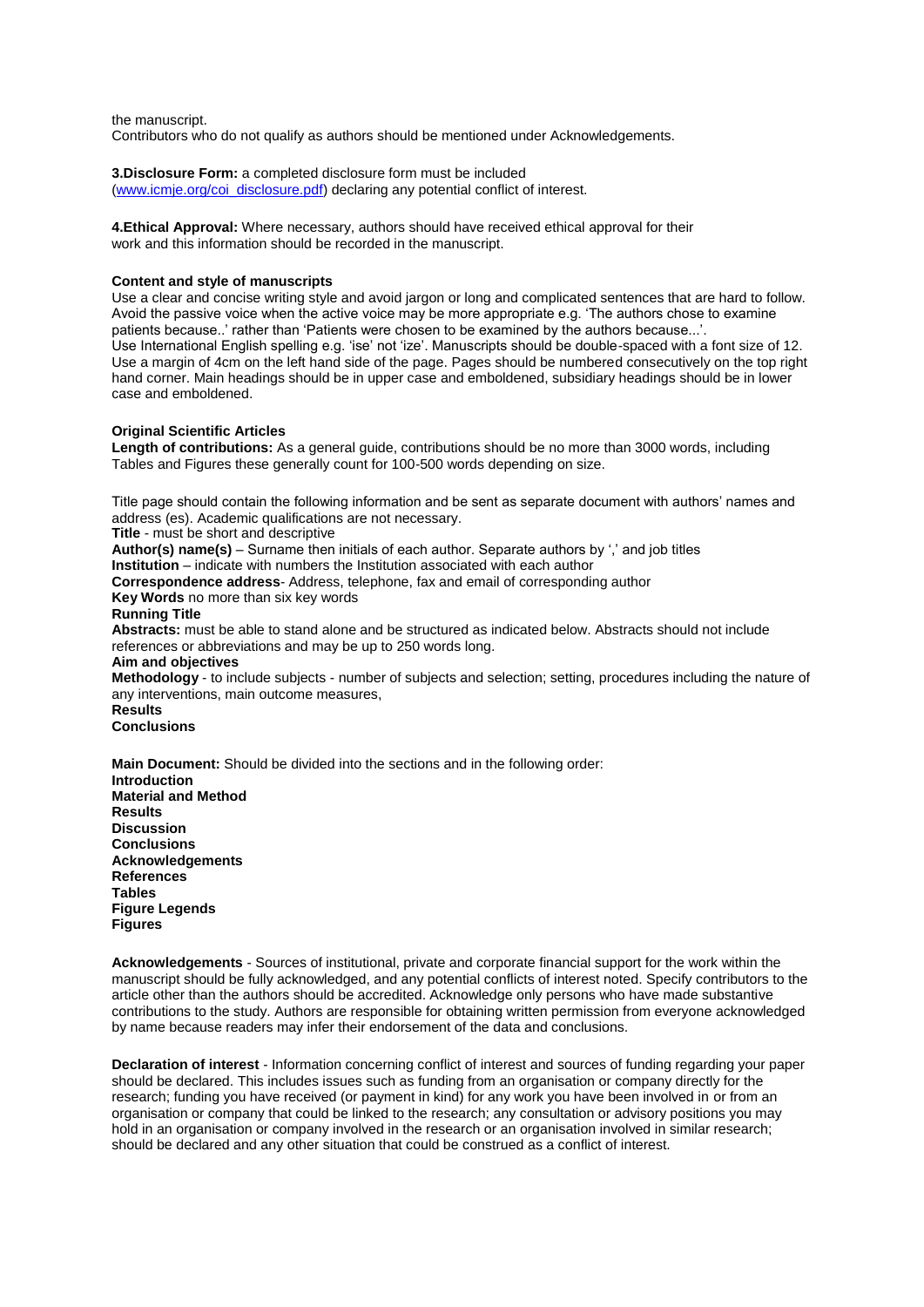the manuscript.
Contributors who do not qualify as authors should be mentioned under Acknowledgements.

**3.Disclosure Form:** a completed disclosure form must be included (www.icmje.org/coi_disclosure.pdf) declaring any potential conflict of interest.

**4.Ethical Approval:** Where necessary, authors should have received ethical approval for their work and this information should be recorded in the manuscript.

**Content and style of manuscripts**

Use a clear and concise writing style and avoid jargon or long and complicated sentences that are hard to follow. Avoid the passive voice when the active voice may be more appropriate e.g. 'The authors chose to examine patients because..' rather than 'Patients were chosen to be examined by the authors because...'.
Use International English spelling e.g. 'ise' not 'ize'. Manuscripts should be double-spaced with a font size of 12. Use a margin of 4cm on the left hand side of the page. Pages should be numbered consecutively on the top right hand corner. Main headings should be in upper case and emboldened, subsidiary headings should be in lower case and emboldened.

**Original Scientific Articles**

**Length of contributions:** As a general guide, contributions should be no more than 3000 words, including Tables and Figures these generally count for 100-500 words depending on size.

Title page should contain the following information and be sent as separate document with authors' names and address (es). Academic qualifications are not necessary.
**Title** - must be short and descriptive
**Author(s) name(s)** – Surname then initials of each author. Separate authors by ',' and job titles
**Institution** – indicate with numbers the Institution associated with each author
**Correspondence address**- Address, telephone, fax and email of corresponding author
**Key Words** no more than six key words
**Running Title**
**Abstracts:** must be able to stand alone and be structured as indicated below. Abstracts should not include references or abbreviations and may be up to 250 words long.
**Aim and objectives**
**Methodology** - to include subjects - number of subjects and selection; setting, procedures including the nature of any interventions, main outcome measures,
**Results**
**Conclusions**

**Main Document:** Should be divided into the sections and in the following order:
**Introduction**
**Material and Method**
**Results**
**Discussion**
**Conclusions**
**Acknowledgements**
**References**
**Tables**
**Figure Legends**
**Figures**

**Acknowledgements** - Sources of institutional, private and corporate financial support for the work within the manuscript should be fully acknowledged, and any potential conflicts of interest noted. Specify contributors to the article other than the authors should be accredited. Acknowledge only persons who have made substantive contributions to the study. Authors are responsible for obtaining written permission from everyone acknowledged by name because readers may infer their endorsement of the data and conclusions.

**Declaration of interest** - Information concerning conflict of interest and sources of funding regarding your paper should be declared. This includes issues such as funding from an organisation or company directly for the research; funding you have received (or payment in kind) for any work you have been involved in or from an organisation or company that could be linked to the research; any consultation or advisory positions you may hold in an organisation or company involved in the research or an organisation involved in similar research; should be declared and any other situation that could be construed as a conflict of interest.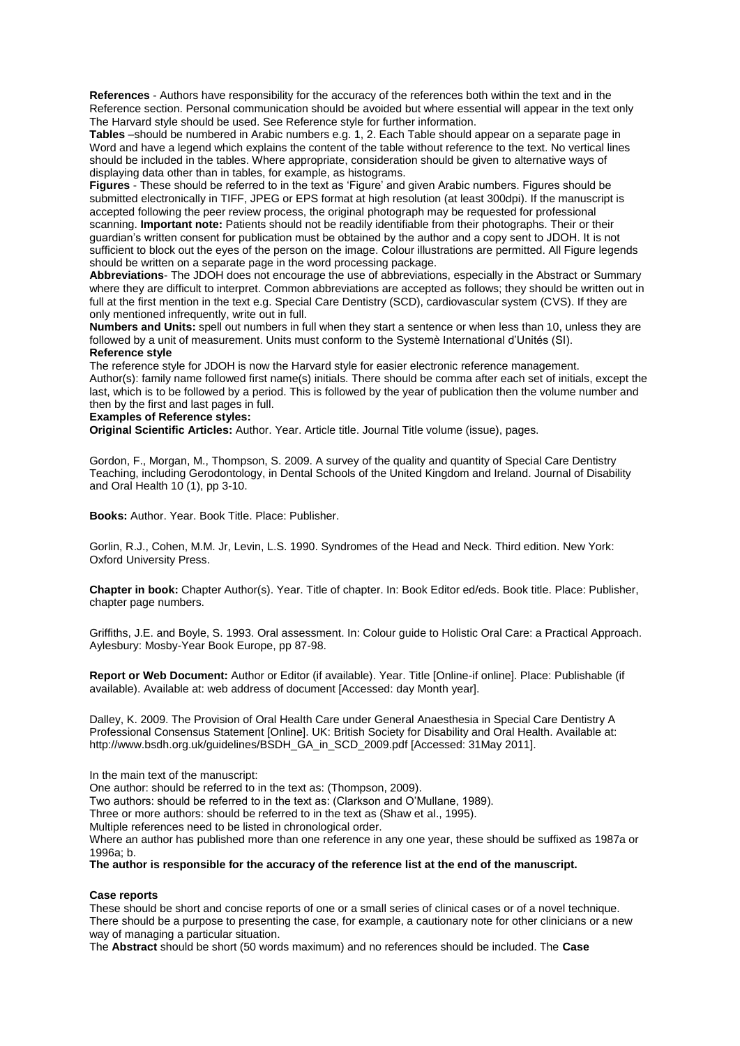**References** - Authors have responsibility for the accuracy of the references both within the text and in the Reference section. Personal communication should be avoided but where essential will appear in the text only The Harvard style should be used. See Reference style for further information.

**Tables** –should be numbered in Arabic numbers e.g. 1, 2. Each Table should appear on a separate page in Word and have a legend which explains the content of the table without reference to the text. No vertical lines should be included in the tables. Where appropriate, consideration should be given to alternative ways of displaying data other than in tables, for example, as histograms.

**Figures** - These should be referred to in the text as 'Figure' and given Arabic numbers. Figures should be submitted electronically in TIFF, JPEG or EPS format at high resolution (at least 300dpi). If the manuscript is accepted following the peer review process, the original photograph may be requested for professional scanning. **Important note:** Patients should not be readily identifiable from their photographs. Their or their guardian's written consent for publication must be obtained by the author and a copy sent to JDOH. It is not sufficient to block out the eyes of the person on the image. Colour illustrations are permitted. All Figure legends should be written on a separate page in the word processing package.

**Abbreviations**- The JDOH does not encourage the use of abbreviations, especially in the Abstract or Summary where they are difficult to interpret. Common abbreviations are accepted as follows; they should be written out in full at the first mention in the text e.g. Special Care Dentistry (SCD), cardiovascular system (CVS). If they are only mentioned infrequently, write out in full.

**Numbers and Units:** spell out numbers in full when they start a sentence or when less than 10, unless they are followed by a unit of measurement. Units must conform to the Systemè International d'Unités (SI).

**Reference style**

The reference style for JDOH is now the Harvard style for easier electronic reference management.

Author(s): family name followed first name(s) initials. There should be comma after each set of initials, except the last, which is to be followed by a period. This is followed by the year of publication then the volume number and then by the first and last pages in full.

**Examples of Reference styles:**

**Original Scientific Articles:** Author. Year. Article title. Journal Title volume (issue), pages.

Gordon, F., Morgan, M., Thompson, S. 2009. A survey of the quality and quantity of Special Care Dentistry Teaching, including Gerodontology, in Dental Schools of the United Kingdom and Ireland. Journal of Disability and Oral Health 10 (1), pp 3-10.

**Books:** Author. Year. Book Title. Place: Publisher.

Gorlin, R.J., Cohen, M.M. Jr, Levin, L.S. 1990. Syndromes of the Head and Neck. Third edition. New York: Oxford University Press.

**Chapter in book:** Chapter Author(s). Year. Title of chapter. In: Book Editor ed/eds. Book title. Place: Publisher, chapter page numbers.

Griffiths, J.E. and Boyle, S. 1993. Oral assessment. In: Colour guide to Holistic Oral Care: a Practical Approach. Aylesbury: Mosby-Year Book Europe, pp 87-98.

**Report or Web Document:** Author or Editor (if available). Year. Title [Online-if online]. Place: Publishable (if available). Available at: web address of document [Accessed: day Month year].

Dalley, K. 2009. The Provision of Oral Health Care under General Anaesthesia in Special Care Dentistry A Professional Consensus Statement [Online]. UK: British Society for Disability and Oral Health. Available at: http://www.bsdh.org.uk/guidelines/BSDH_GA_in_SCD_2009.pdf [Accessed: 31May 2011].

In the main text of the manuscript:

One author: should be referred to in the text as: (Thompson, 2009).

Two authors: should be referred to in the text as: (Clarkson and O'Mullane, 1989).

Three or more authors: should be referred to in the text as (Shaw et al., 1995).

Multiple references need to be listed in chronological order.

Where an author has published more than one reference in any one year, these should be suffixed as 1987a or 1996a; b.

**The author is responsible for the accuracy of the reference list at the end of the manuscript.**

**Case reports**

These should be short and concise reports of one or a small series of clinical cases or of a novel technique. There should be a purpose to presenting the case, for example, a cautionary note for other clinicians or a new way of managing a particular situation.

The **Abstract** should be short (50 words maximum) and no references should be included. The **Case**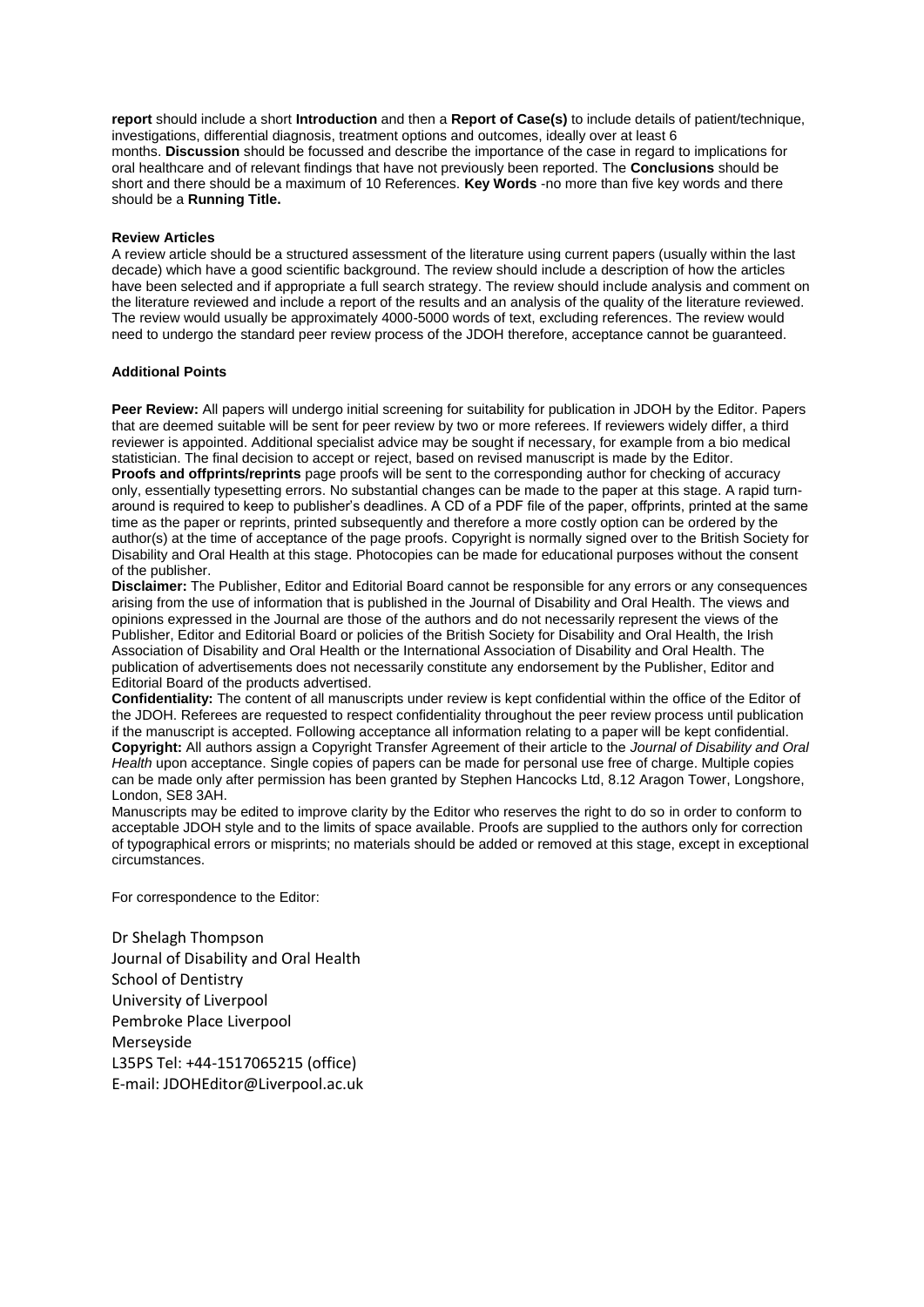**report** should include a short **Introduction** and then a **Report of Case(s)** to include details of patient/technique, investigations, differential diagnosis, treatment options and outcomes, ideally over at least 6 months. **Discussion** should be focussed and describe the importance of the case in regard to implications for oral healthcare and of relevant findings that have not previously been reported. The **Conclusions** should be short and there should be a maximum of 10 References. **Key Words** -no more than five key words and there should be a **Running Title.**

**Review Articles**

A review article should be a structured assessment of the literature using current papers (usually within the last decade) which have a good scientific background. The review should include a description of how the articles have been selected and if appropriate a full search strategy. The review should include analysis and comment on the literature reviewed and include a report of the results and an analysis of the quality of the literature reviewed. The review would usually be approximately 4000-5000 words of text, excluding references. The review would need to undergo the standard peer review process of the JDOH therefore, acceptance cannot be guaranteed.

**Additional Points**

**Peer Review:** All papers will undergo initial screening for suitability for publication in JDOH by the Editor. Papers that are deemed suitable will be sent for peer review by two or more referees. If reviewers widely differ, a third reviewer is appointed. Additional specialist advice may be sought if necessary, for example from a bio medical statistician. The final decision to accept or reject, based on revised manuscript is made by the Editor.

**Proofs and offprints/reprints** page proofs will be sent to the corresponding author for checking of accuracy only, essentially typesetting errors. No substantial changes can be made to the paper at this stage. A rapid turn-around is required to keep to publisher's deadlines. A CD of a PDF file of the paper, offprints, printed at the same time as the paper or reprints, printed subsequently and therefore a more costly option can be ordered by the author(s) at the time of acceptance of the page proofs. Copyright is normally signed over to the British Society for Disability and Oral Health at this stage. Photocopies can be made for educational purposes without the consent of the publisher.

**Disclaimer:** The Publisher, Editor and Editorial Board cannot be responsible for any errors or any consequences arising from the use of information that is published in the Journal of Disability and Oral Health. The views and opinions expressed in the Journal are those of the authors and do not necessarily represent the views of the Publisher, Editor and Editorial Board or policies of the British Society for Disability and Oral Health, the Irish Association of Disability and Oral Health or the International Association of Disability and Oral Health. The publication of advertisements does not necessarily constitute any endorsement by the Publisher, Editor and Editorial Board of the products advertised.

**Confidentiality:** The content of all manuscripts under review is kept confidential within the office of the Editor of the JDOH. Referees are requested to respect confidentiality throughout the peer review process until publication if the manuscript is accepted. Following acceptance all information relating to a paper will be kept confidential.

**Copyright:** All authors assign a Copyright Transfer Agreement of their article to the *Journal of Disability and Oral Health* upon acceptance. Single copies of papers can be made for personal use free of charge. Multiple copies can be made only after permission has been granted by Stephen Hancocks Ltd, 8.12 Aragon Tower, Longshore, London, SE8 3AH.

Manuscripts may be edited to improve clarity by the Editor who reserves the right to do so in order to conform to acceptable JDOH style and to the limits of space available. Proofs are supplied to the authors only for correction of typographical errors or misprints; no materials should be added or removed at this stage, except in exceptional circumstances.

For correspondence to the Editor:

Dr Shelagh Thompson
Journal of Disability and Oral Health
School of Dentistry
University of Liverpool
Pembroke Place Liverpool
Merseyside
L35PS Tel: +44-1517065215 (office)
E-mail: JDOHEditor@Liverpool.ac.uk